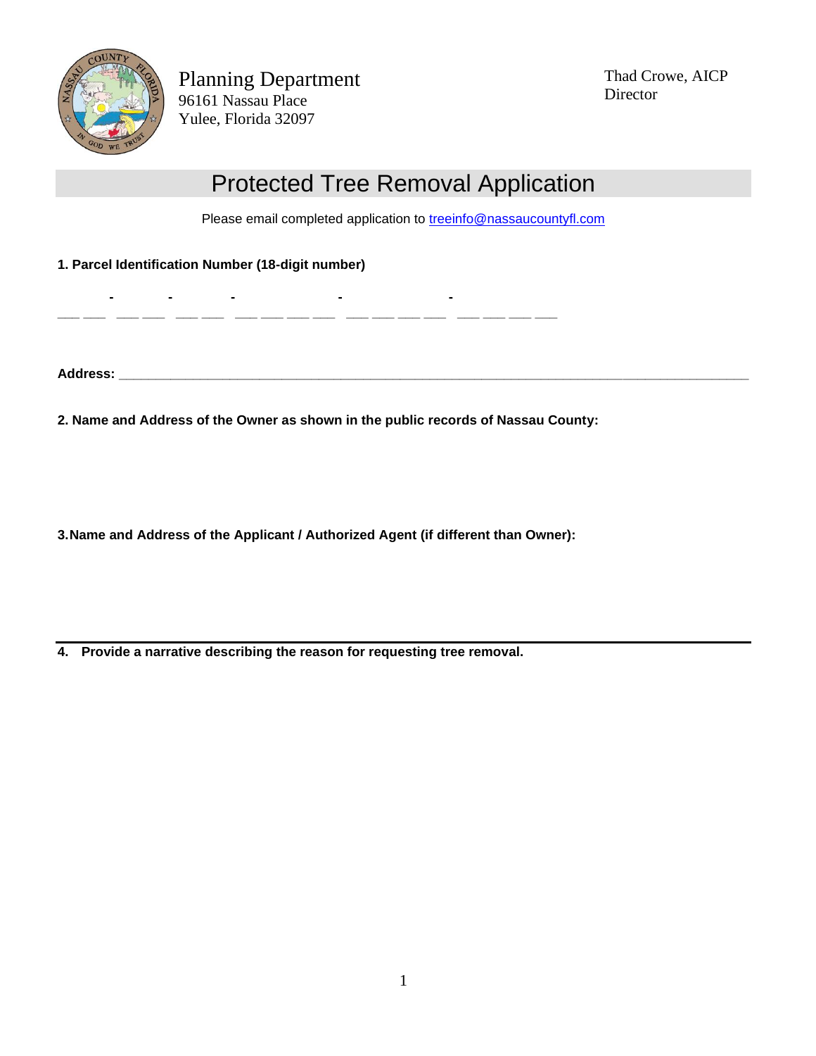Planning Department
96161 Nassau Place
Yulee, Florida 32097

Thad Crowe, AICP
Director

# Protected Tree Removal Application

Please email completed application to treeinfo@nassaucountyfl.com

**1. Parcel Identification Number (18-digit number)**

\_\_ \_\_ - \_\_ \_\_ - \_\_ \_\_ - \_\_ \_\_ \_\_ \_\_ - \_\_ \_\_ \_\_ \_\_ - \_\_ \_\_ \_\_ \_\_

**Address:** \_\_\_\_\_\_\_\_\_\_\_\_\_\_\_\_\_\_\_\_\_\_\_\_\_\_\_\_\_\_\_\_\_\_\_\_\_\_\_\_\_\_\_\_\_\_\_\_\_\_\_\_\_\_\_\_\_\_\_\_\_\_\_\_\_\_\_\_\_\_\_\_\_\_

**2. Name and Address of the Owner as shown in the public records of Nassau County:**

**3.Name and Address of the Applicant / Authorized Agent (if different than Owner):**

---

**4. Provide a narrative describing the reason for requesting tree removal.**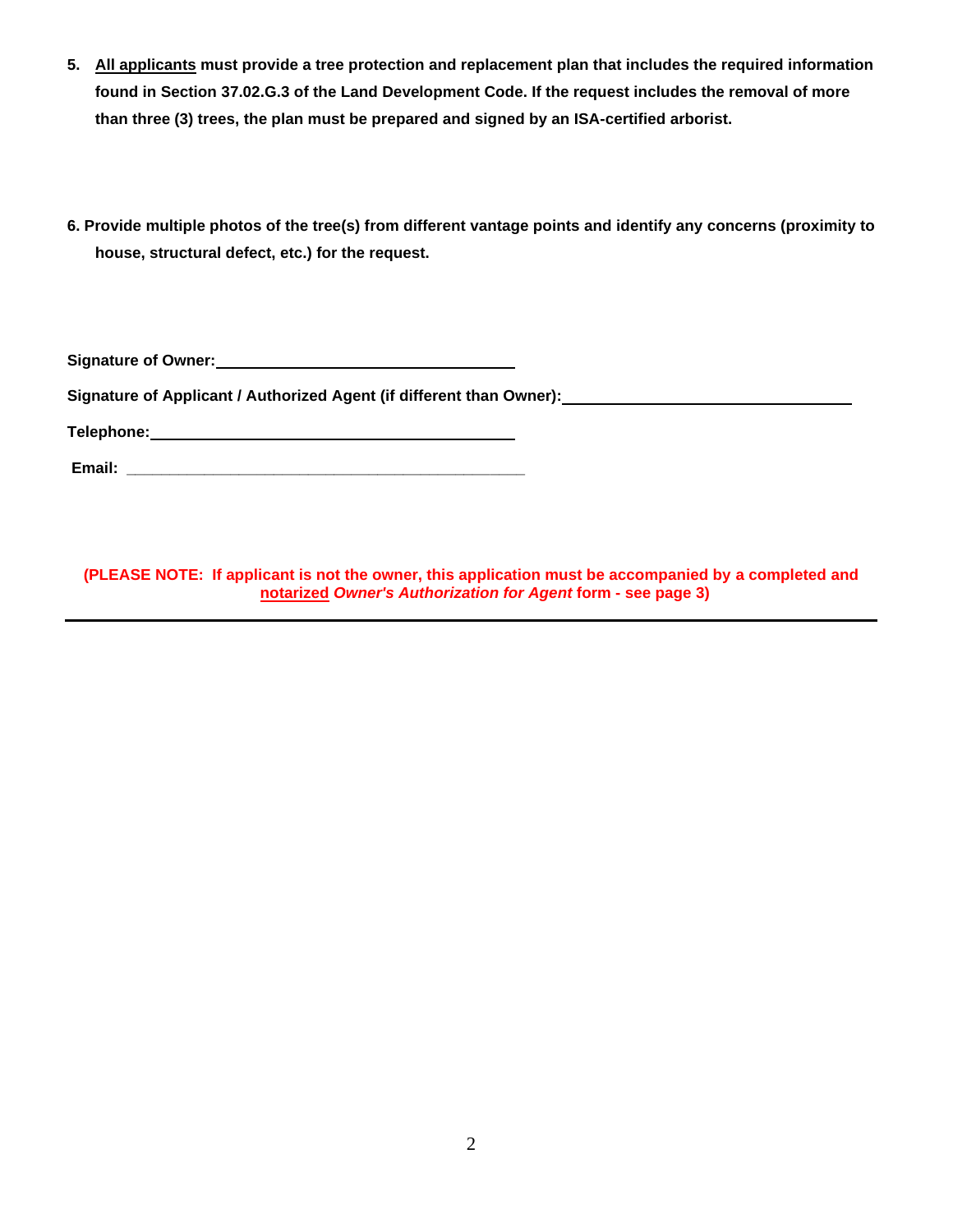5. **<u>All applicants</u> must provide a tree protection and replacement plan that includes the required information found in Section 37.02.G.3 of the Land Development Code. If the request includes the removal of more than three (3) trees, the plan must be prepared and signed by an ISA-certified arborist.**

6. **Provide multiple photos of the tree(s) from different vantage points and identify any concerns (proximity to house, structural defect, etc.) for the request.**

**Signature of Owner:** ____________________________________

**Signature of Applicant / Authorized Agent (if different than Owner):** ____________________________________

**Telephone:** ____________________________________

**Email:** ____________________________________

**(PLEASE NOTE: If applicant is not the owner, this application must be accompanied by a completed and <u>notarized</u> *Owner's Authorization for Agent* form - see page 3)**

---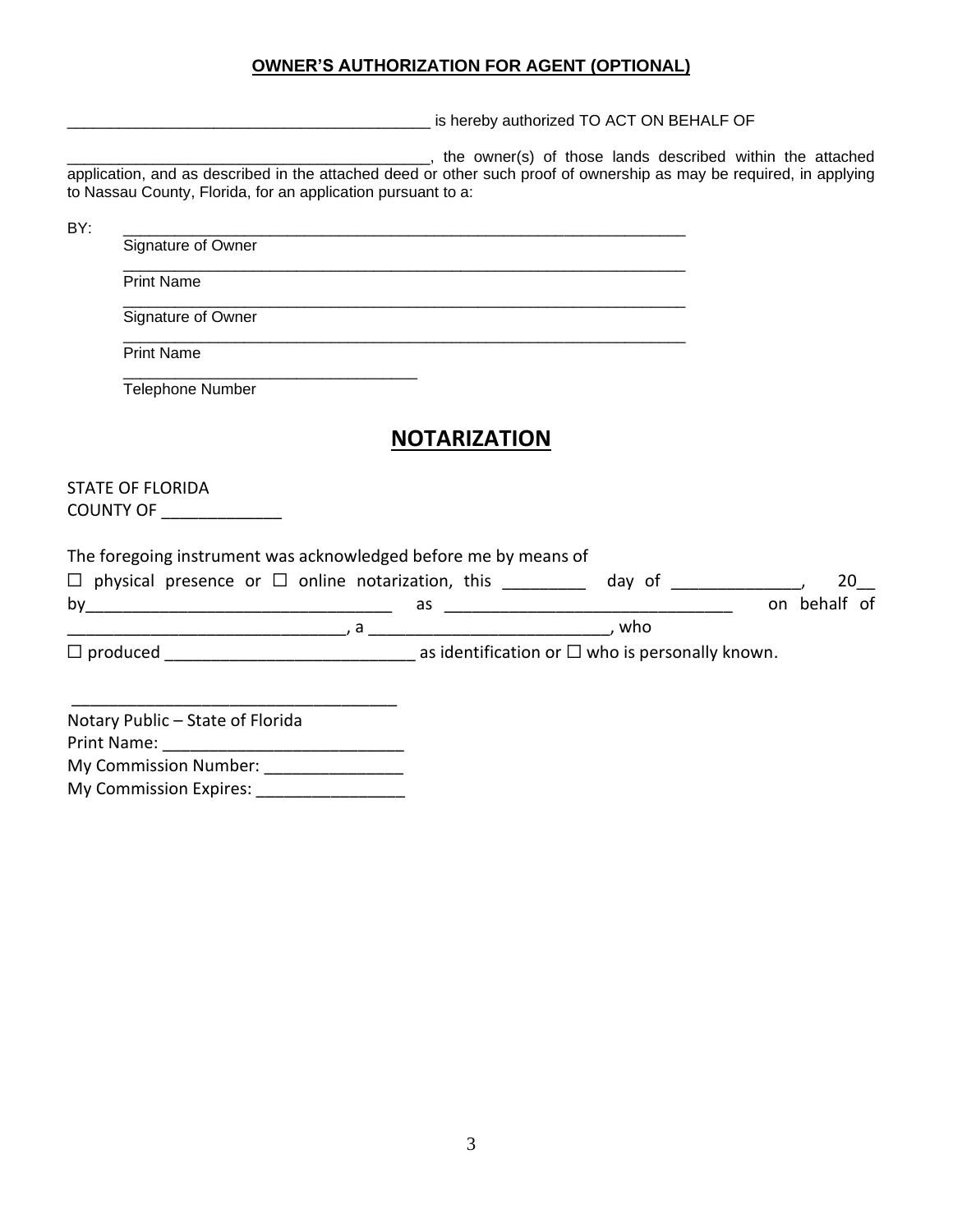## OWNER'S AUTHORIZATION FOR AGENT (OPTIONAL)

___________________________________________ is hereby authorized TO ACT ON BEHALF OF

___________________________________________, the owner(s) of those lands described within the attached application, and as described in the attached deed or other such proof of ownership as may be required, in applying to Nassau County, Florida, for an application pursuant to a:

BY: ___________________________________________________________________
Signature of Owner

___________________________________________________________________
Print Name

___________________________________________________________________
Signature of Owner

___________________________________________________________________
Print Name

___________________________________
Telephone Number

# NOTARIZATION

STATE OF FLORIDA
COUNTY OF _____________

The foregoing instrument was acknowledged before me by means of
☐ physical presence or ☐ online notarization, this _________ day of ______________, 20__ by_________________________________ as _______________________________ on behalf of ______________________________, a __________________________, who
☐ produced ___________________________ as identification or ☐ who is personally known.

___________________________________
Notary Public – State of Florida
Print Name: __________________________
My Commission Number: _______________
My Commission Expires: ________________